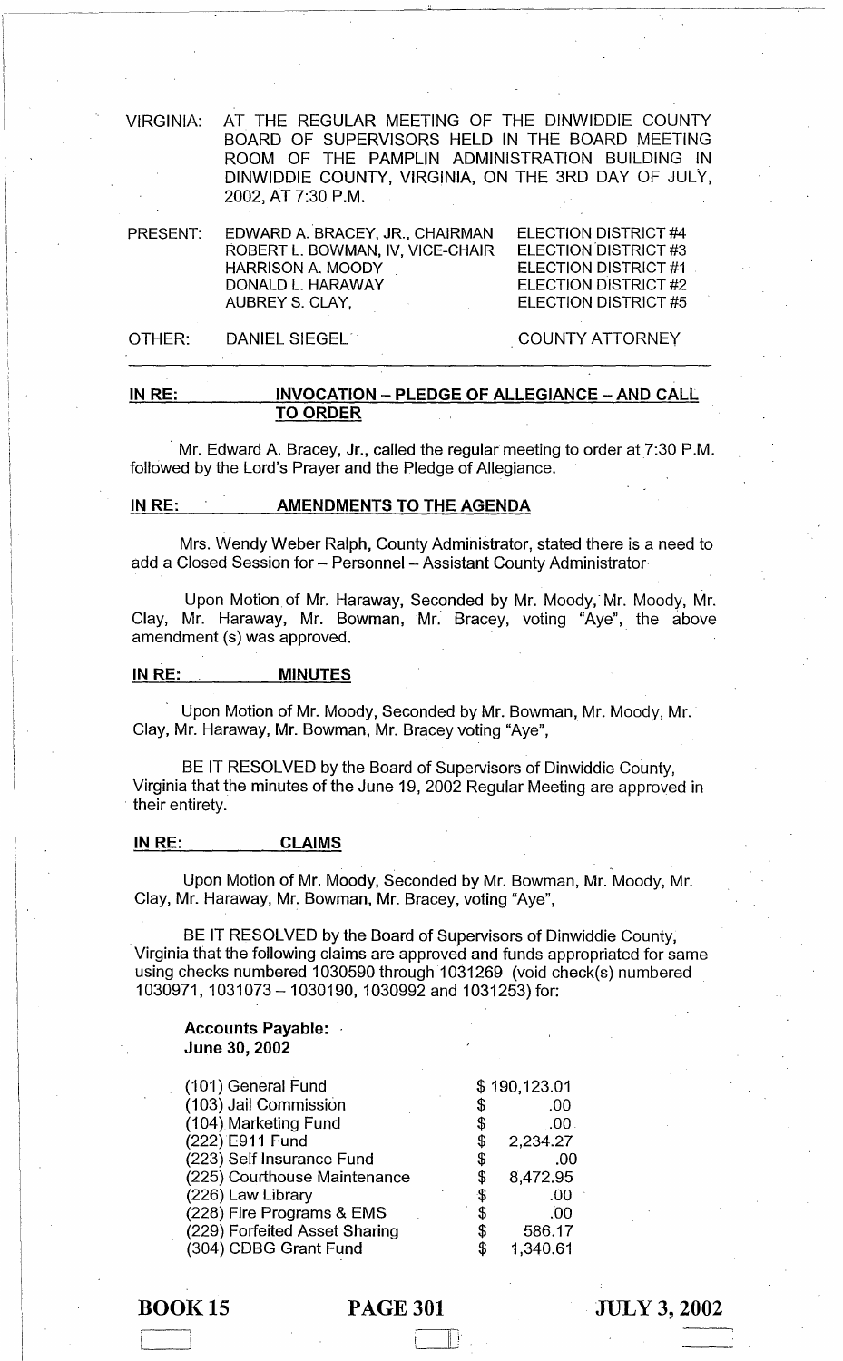VIRGINIA: AT THE REGULAR MEETING OF THE DINWIDDIE COUNTY BOARD OF SUPERVISORS HELD IN THE BOARD MEETING ROOM OF THE PAMPLIN ADMINISTRATION BUILDING IN DINWIDDIE COUNTY, VIRGINIA, ON THE 3RD DAY OF JULY, 2002, AT 7:30 P.M.

| | | |
|---|---|---|
| PRESENT: | EDWARD A. BRACEY, JR., CHAIRMAN | ELECTION DISTRICT #4 |
| | ROBERT L. BOWMAN, IV, VICE-CHAIR | ELECTION DISTRICT #3 |
| | HARRISON A. MOODY | ELECTION DISTRICT #1 |
| | DONALD L. HARAWAY | ELECTION DISTRICT #2 |
| | AUBREY S. CLAY, | ELECTION DISTRICT #5 |
| OTHER: | DANIEL SIEGEL | COUNTY ATTORNEY |

**IN RE: INVOCATION – PLEDGE OF ALLEGIANCE – AND CALL TO ORDER**

Mr. Edward A. Bracey, Jr., called the regular meeting to order at 7:30 P.M. followed by the Lord's Prayer and the Pledge of Allegiance.

**IN RE: AMENDMENTS TO THE AGENDA**

Mrs. Wendy Weber Ralph, County Administrator, stated there is a need to add a Closed Session for – Personnel – Assistant County Administrator

Upon Motion of Mr. Haraway, Seconded by Mr. Moody, Mr. Moody, Mr. Clay, Mr. Haraway, Mr. Bowman, Mr. Bracey, voting "Aye", the above amendment (s) was approved.

**IN RE: MINUTES**

Upon Motion of Mr. Moody, Seconded by Mr. Bowman, Mr. Moody, Mr. Clay, Mr. Haraway, Mr. Bowman, Mr. Bracey voting "Aye",

BE IT RESOLVED by the Board of Supervisors of Dinwiddie County, Virginia that the minutes of the June 19, 2002 Regular Meeting are approved in their entirety.

**IN RE: CLAIMS**

Upon Motion of Mr. Moody, Seconded by Mr. Bowman, Mr. Moody, Mr. Clay, Mr. Haraway, Mr. Bowman, Mr. Bracey, voting "Aye",

BE IT RESOLVED by the Board of Supervisors of Dinwiddie County, Virginia that the following claims are approved and funds appropriated for same using checks numbered 1030590 through 1031269 (void check(s) numbered 1030971, 1031073 – 1030190, 1030992 and 1031253) for:

**Accounts Payable: June 30, 2002**

| | |
|---|---|
| (101) General Fund | $ 190,123.01 |
| (103) Jail Commission | $ .00 |
| (104) Marketing Fund | $ .00 |
| (222) E911 Fund | $ 2,234.27 |
| (223) Self Insurance Fund | $ .00 |
| (225) Courthouse Maintenance | $ 8,472.95 |
| (226) Law Library | $ .00 |
| (228) Fire Programs & EMS | $ .00 |
| (229) Forfeited Asset Sharing | $ 586.17 |
| (304) CDBG Grant Fund | $ 1,340.61 |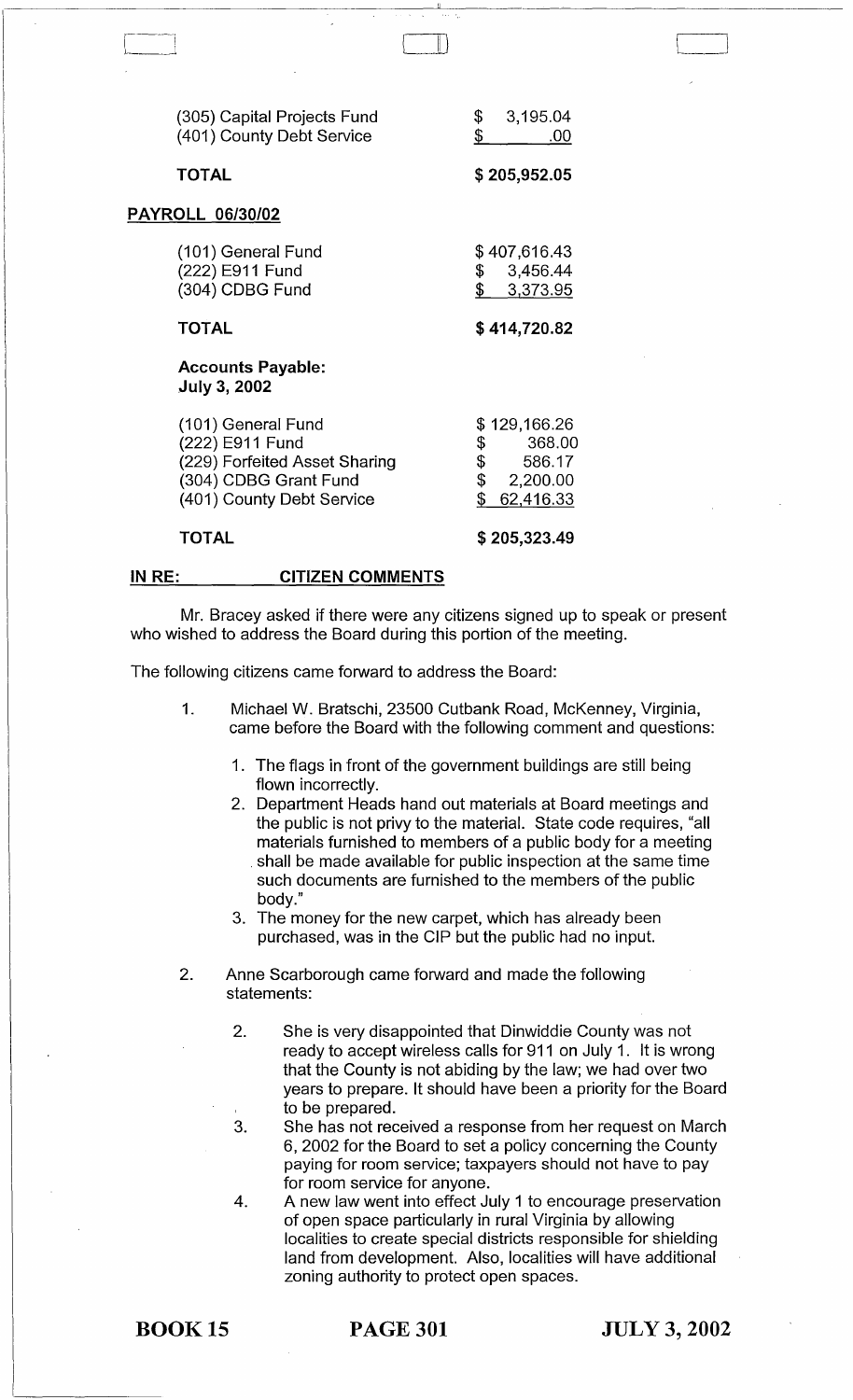| | |
|---|---|
| (305) Capital Projects Fund | $ 3,195.04 |
| (401) County Debt Service | $ .00 |
| **TOTAL** | **$ 205,952.05** |

**PAYROLL 06/30/02**

| | |
|---|---|
| (101) General Fund | $ 407,616.43 |
| (222) E911 Fund | $ 3,456.44 |
| (304) CDBG Fund | $ 3,373.95 |
| **TOTAL** | **$ 414,720.82** |

**Accounts Payable:**
**July 3, 2002**

| | |
|---|---|
| (101) General Fund | $ 129,166.26 |
| (222) E911 Fund | $ 368.00 |
| (229) Forfeited Asset Sharing | $ 586.17 |
| (304) CDBG Grant Fund | $ 2,200.00 |
| (401) County Debt Service | $ 62,416.33 |
| **TOTAL** | **$ 205,323.49** |

**IN RE: CITIZEN COMMENTS**

Mr. Bracey asked if there were any citizens signed up to speak or present who wished to address the Board during this portion of the meeting.

The following citizens came forward to address the Board:

1. Michael W. Bratschi, 23500 Cutbank Road, McKenney, Virginia, came before the Board with the following comment and questions:

    1. The flags in front of the government buildings are still being flown incorrectly.
    2. Department Heads hand out materials at Board meetings and the public is not privy to the material. State code requires, "all materials furnished to members of a public body for a meeting shall be made available for public inspection at the same time such documents are furnished to the members of the public body."
    3. The money for the new carpet, which has already been purchased, was in the CIP but the public had no input.

2. Anne Scarborough came forward and made the following statements:

    2. She is very disappointed that Dinwiddie County was not ready to accept wireless calls for 911 on July 1. It is wrong that the County is not abiding by the law; we had over two years to prepare. It should have been a priority for the Board to be prepared.
    3. She has not received a response from her request on March 6, 2002 for the Board to set a policy concerning the County paying for room service; taxpayers should not have to pay for room service for anyone.
    4. A new law went into effect July 1 to encourage preservation of open space particularly in rural Virginia by allowing localities to create special districts responsible for shielding land from development. Also, localities will have additional zoning authority to protect open spaces.

BOOK 15 PAGE 301 JULY 3, 2002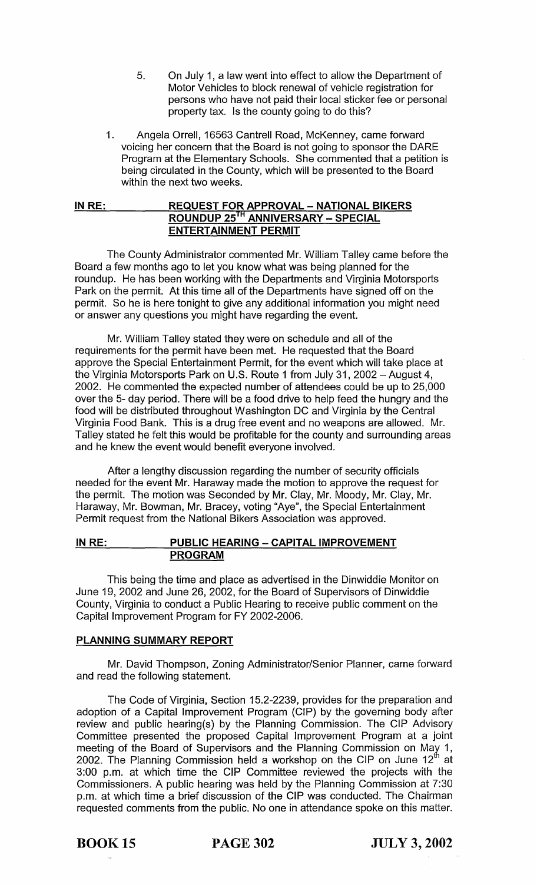5. On July 1, a law went into effect to allow the Department of Motor Vehicles to block renewal of vehicle registration for persons who have not paid their local sticker fee or personal property tax. Is the county going to do this?

1. Angela Orrell, 16563 Cantrell Road, McKenney, came forward voicing her concern that the Board is not going to sponsor the DARE Program at the Elementary Schools. She commented that a petition is being circulated in the County, which will be presented to the Board within the next two weeks.

**IN RE: REQUEST FOR APPROVAL – NATIONAL BIKERS ROUNDUP 25TH ANNIVERSARY – SPECIAL ENTERTAINMENT PERMIT**

The County Administrator commented Mr. William Talley came before the Board a few months ago to let you know what was being planned for the roundup. He has been working with the Departments and Virginia Motorsports Park on the permit. At this time all of the Departments have signed off on the permit. So he is here tonight to give any additional information you might need or answer any questions you might have regarding the event.

Mr. William Talley stated they were on schedule and all of the requirements for the permit have been met. He requested that the Board approve the Special Entertainment Permit, for the event which will take place at the Virginia Motorsports Park on U.S. Route 1 from July 31, 2002 – August 4, 2002. He commented the expected number of attendees could be up to 25,000 over the 5- day period. There will be a food drive to help feed the hungry and the food will be distributed throughout Washington DC and Virginia by the Central Virginia Food Bank. This is a drug free event and no weapons are allowed. Mr. Talley stated he felt this would be profitable for the county and surrounding areas and he knew the event would benefit everyone involved.

After a lengthy discussion regarding the number of security officials needed for the event Mr. Haraway made the motion to approve the request for the permit. The motion was Seconded by Mr. Clay, Mr. Moody, Mr. Clay, Mr. Haraway, Mr. Bowman, Mr. Bracey, voting "Aye", the Special Entertainment Permit request from the National Bikers Association was approved.

**IN RE: PUBLIC HEARING – CAPITAL IMPROVEMENT PROGRAM**

This being the time and place as advertised in the Dinwiddie Monitor on June 19, 2002 and June 26, 2002, for the Board of Supervisors of Dinwiddie County, Virginia to conduct a Public Hearing to receive public comment on the Capital Improvement Program for FY 2002-2006.

**PLANNING SUMMARY REPORT**

Mr. David Thompson, Zoning Administrator/Senior Planner, came forward and read the following statement.

The Code of Virginia, Section 15.2-2239, provides for the preparation and adoption of a Capital Improvement Program (CIP) by the governing body after review and public hearing(s) by the Planning Commission. The CIP Advisory Committee presented the proposed Capital Improvement Program at a joint meeting of the Board of Supervisors and the Planning Commission on May 1, 2002. The Planning Commission held a workshop on the CIP on June 12th at 3:00 p.m. at which time the CIP Committee reviewed the projects with the Commissioners. A public hearing was held by the Planning Commission at 7:30 p.m. at which time a brief discussion of the CIP was conducted. The Chairman requested comments from the public. No one in attendance spoke on this matter.

BOOK 15 PAGE 302 JULY 3, 2002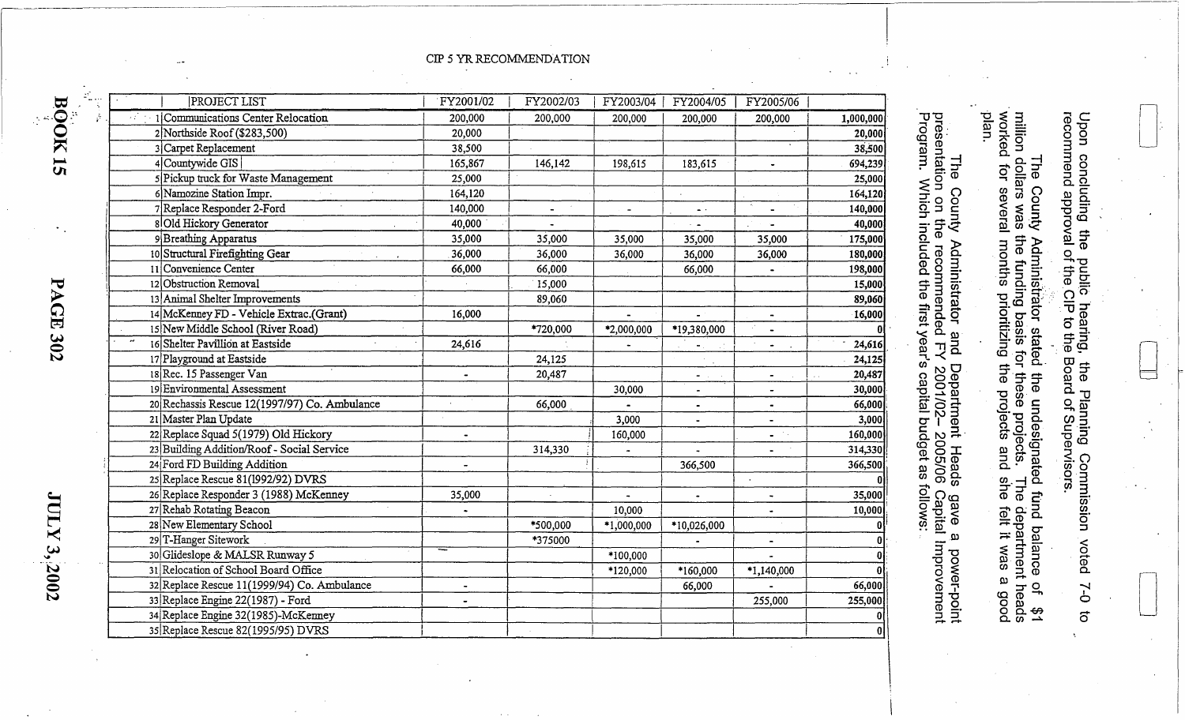Upon concluding the public hearing, the Planning Commission voted 7-0 to recommend approval of the CIP to the Board of Supervisors.

The County Administrator stated the undesignated fund balance of $1 million dollars was the funding basis for these projects. The department heads worked for several months prioritizing the projects and she felt it was a good plan.

The County Administrator and Department Heads gave a power-point presentation on the recommended FY 2001/02– 2005/06 Capital Improvement Program. Which included the first year's capital budget as follows:

CIP 5 YR RECOMMENDATION

| | PROJECT LIST | FY2001/02 | FY2002/03 | FY2003/04 | FY2004/05 | FY2005/06 | |
|---|---|---|---|---|---|---|---|
| 1 | Communications Center Relocation | 200,000 | 200,000 | 200,000 | 200,000 | 200,000 | 1,000,000 |
| 2 | Northside Roof ($283,500) | 20,000 | | | | | 20,000 |
| 3 | Carpet Replacement | 38,500 | | | | | 38,500 |
| 4 | Countywide GIS | 165,867 | 146,142 | 198,615 | 183,615 | - | 694,239 |
| 5 | Pickup truck for Waste Management | 25,000 | | | | | 25,000 |
| 6 | Namozine Station Impr. | 164,120 | | | | | 164,120 |
| 7 | Replace Responder 2-Ford | 140,000 | - | - | - | - | 140,000 |
| 8 | Old Hickory Generator | 40,000 | - | | - | - | 40,000 |
| 9 | Breathing Apparatus | 35,000 | 35,000 | 35,000 | 35,000 | 35,000 | 175,000 |
| 10 | Structural Firefighting Gear | 36,000 | 36,000 | 36,000 | 36,000 | 36,000 | 180,000 |
| 11 | Convenience Center | 66,000 | 66,000 | | 66,000 | - | 198,000 |
| 12 | Obstruction Removal | | 15,000 | | | | 15,000 |
| 13 | Animal Shelter Improvements | | 89,060 | | | | 89,060 |
| 14 | McKenney FD - Vehicle Extrac.(Grant) | 16,000 | | - | - | - | 16,000 |
| 15 | New Middle School (River Road) | | *720,000 | *2,000,000 | *19,380,000 | - | 0 |
| 16 | Shelter Pavillion at Eastside | 24,616 | | - | - | - | 24,616 |
| 17 | Playground at Eastside | | 24,125 | | | | 24,125 |
| 18 | Rec. 15 Passenger Van | - | 20,487 | | - | - | 20,487 |
| 19 | Environmental Assessment | | | 30,000 | - | - | 30,000 |
| 20 | Rechassis Rescue 12(1997/97) Co. Ambulance | | 66,000 | - | - | - | 66,000 |
| 21 | Master Plan Update | | | 3,000 | - | - | 3,000 |
| 22 | Replace Squad 5(1979) Old Hickory | - | | 160,000 | | - | 160,000 |
| 23 | Building Addition/Roof - Social Service | | 314,330 | - | - | - | 314,330 |
| 24 | Ford FD Building Addition | - | | | 366,500 | | 366,500 |
| 25 | Replace Rescue 81(1992/92) DVRS | | | | | | 0 |
| 26 | Replace Responder 3 (1988) McKenney | 35,000 | | - | - | - | 35,000 |
| 27 | Rehab Rotating Beacon | - | | 10,000 | | - | 10,000 |
| 28 | New Elementary School | | *500,000 | *1,000,000 | *10,026,000 | | 0 |
| 29 | T-Hanger Sitework | | *375000 | | - | - | 0 |
| 30 | Glideslope & MALSR Runway 5 | | | *100,000 | | - | 0 |
| 31 | Relocation of School Board Office | | | *120,000 | *160,000 | *1,140,000 | 0 |
| 32 | Replace Rescue 11(1999/94) Co. Ambulance | - | | | 66,000 | - | 66,000 |
| 33 | Replace Engine 22(1987) - Ford | - | | | | 255,000 | 255,000 |
| 34 | Replace Engine 32(1985)-McKenney | | | | | | 0 |
| 35 | Replace Rescue 82(1995/95) DVRS | | | | | | 0 |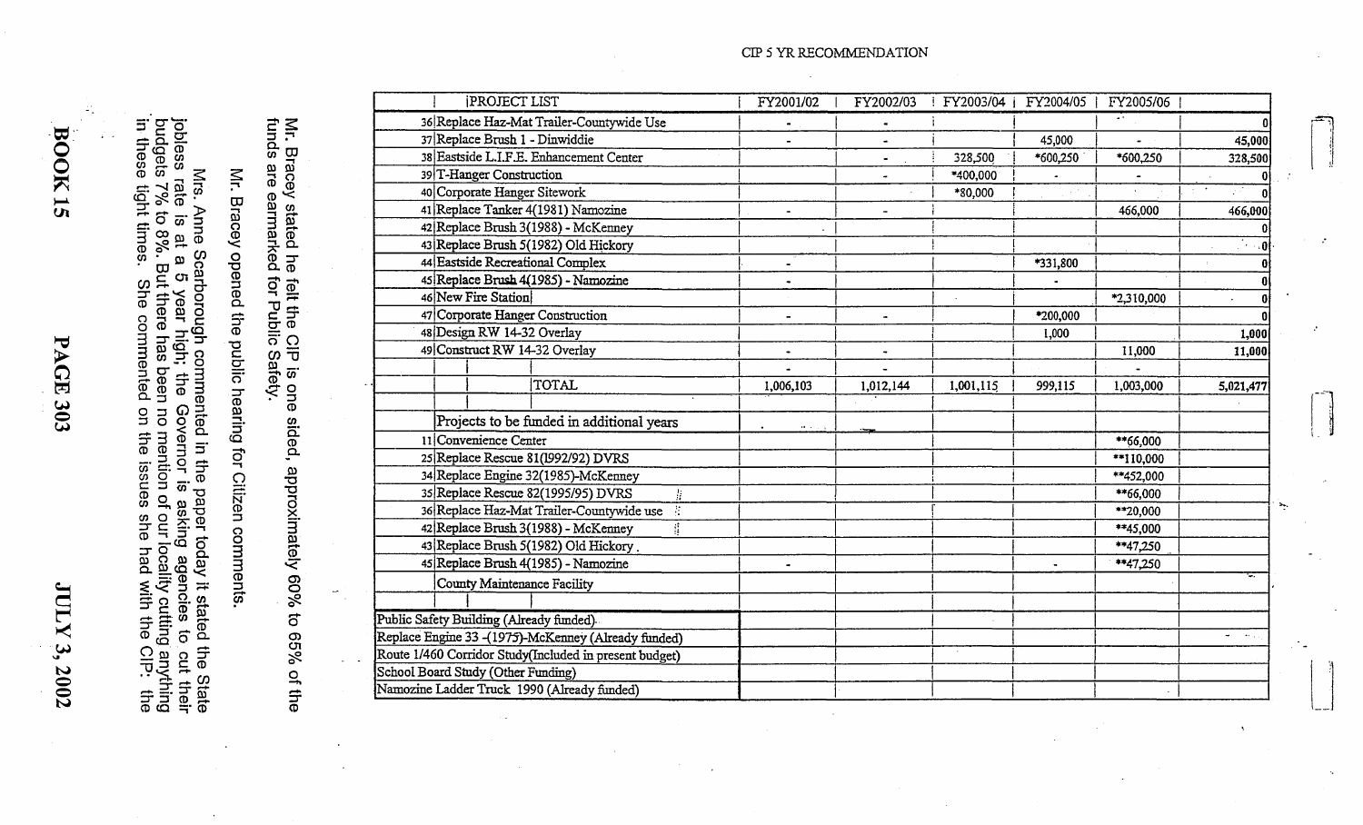CIP 5 YR RECOMMENDATION

| | PROJECT LIST | FY2001/02 | FY2002/03 | FY2003/04 | FY2004/05 | FY2005/06 | |
|---|---|---|---|---|---|---|---|
| 36 | Replace Haz-Mat Trailer-Countywide Use | - | - | | | | 0 |
| 37 | Replace Brush 1 - Dinwiddie | - | - | | 45,000 | - | 45,000 |
| 38 | Eastside L.I.F.E. Enhancement Center | | - | 328,500 | *600,250 | *600,250 | 328,500 |
| 39 | T-Hanger Construction | | - | *400,000 | - | - | 0 |
| 40 | Corporate Hanger Sitework | | | *80,000 | | | 0 |
| 41 | Replace Tanker 4(1981) Namozine | - | - | | | 466,000 | 466,000 |
| 42 | Replace Brush 3(1988) - McKenney | | | | | | 0 |
| 43 | Replace Brush 5(1982) Old Hickory | | | | | | 0 |
| 44 | Eastside Recreational Complex | - | | | *331,800 | | 0 |
| 45 | Replace Brush 4(1985) - Namozine | - | | | - | | 0 |
| 46 | New Fire Station | | | | | *2,310,000 | 0 |
| 47 | Corporate Hanger Construction | - | - | | *200,000 | | 0 |
| 48 | Design RW 14-32 Overlay | | | | 1,000 | | 1,000 |
| 49 | Construct RW 14-32 Overlay | - | - | | | 11,000 | 11,000 |
| | | - | - | | | - | |
| | TOTAL | 1,006,103 | 1,012,144 | 1,001,115 | 999,115 | 1,003,000 | 5,021,477 |
| | | | | | | | |
| | Projects to be funded in additional years | | | | | | |
| 11 | Convenience Center | | | | | **66,000 | |
| 25 | Replace Rescue 81(1992/92) DVRS | | | | | **110,000 | |
| 34 | Replace Engine 32(1985)-McKenney | | | | | **452,000 | |
| 35 | Replace Rescue 82(1995/95) DVRS | | | | | **66,000 | |
| 36 | Replace Haz-Mat Trailer-Countywide use | | | | | **20,000 | |
| 42 | Replace Brush 3(1988) - McKenney | | | | | **45,000 | |
| 43 | Replace Brush 5(1982) Old Hickory. | | | | | **47,250 | |
| 45 | Replace Brush 4(1985) - Namozine | - | | | - | **47,250 | |
| | County Maintenance Facility | | | | | | |
| | | | | | | | |
| Public Safety Building (Already funded) | | | | | | | |
| Replace Engine 33 -(1975)-McKenney (Already funded) | | | | | | | |
| Route 1/460 Corridor Study(Included in present budget) | | | | | | | |
| School Board Study (Other Funding) | | | | | | | |
| Namozine Ladder Truck 1990 (Already funded) | | | | | | | |

Mr. Bracey stated he felt the CIP is one sided, approximately 60% to 65% of the funds are earmarked for Public Safety.

Mr. Bracey opened the public hearing for Citizen comments.

Mrs. Anne Scarborough commented in the paper today it stated the State jobless rate is at a 5 year high; the Governor is asking agencies to cut their budgets 7% to 8%. But there has been no mention of our locality cutting anything in these tight times. She commented on the issues she had with the CIP: the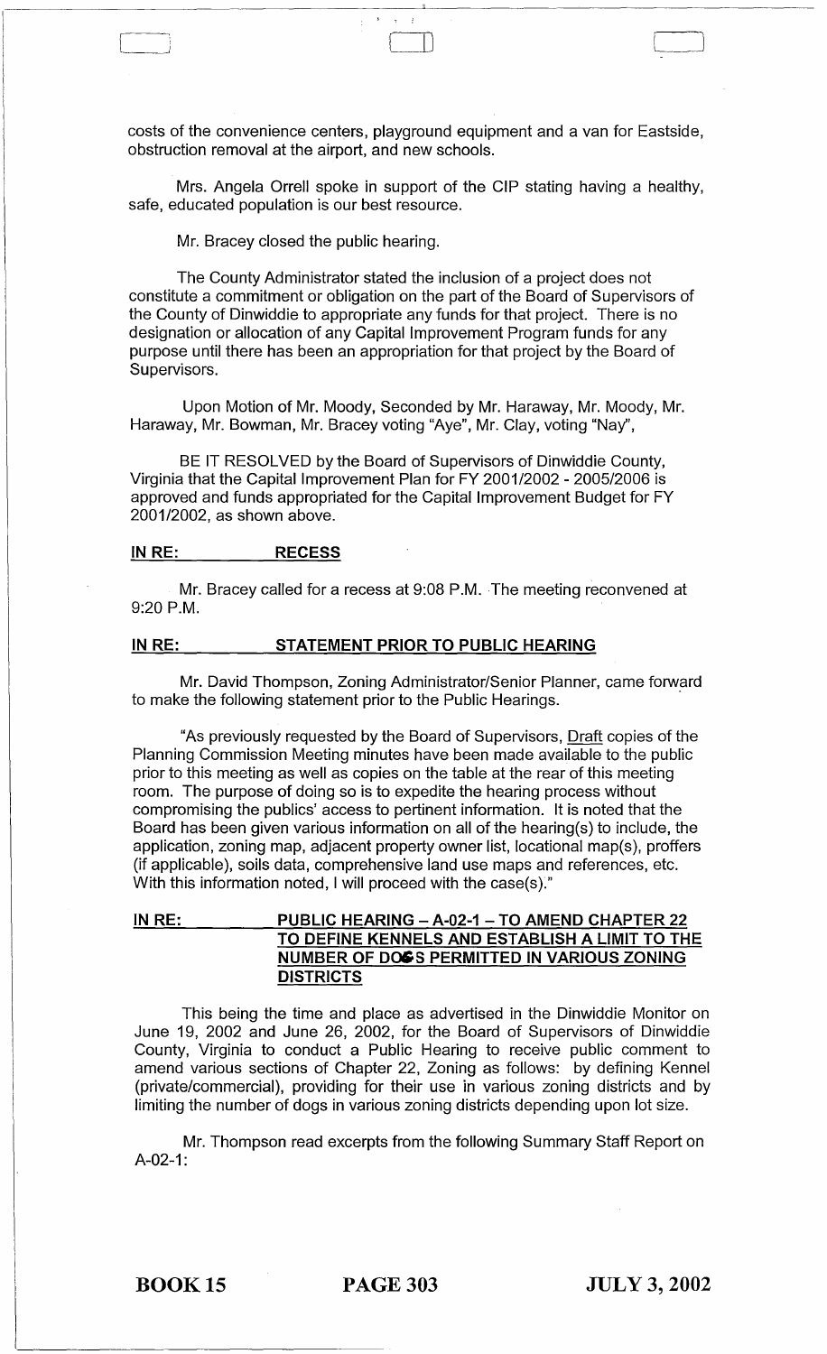costs of the convenience centers, playground equipment and a van for Eastside, obstruction removal at the airport, and new schools.

Mrs. Angela Orrell spoke in support of the CIP stating having a healthy, safe, educated population is our best resource.

Mr. Bracey closed the public hearing.

The County Administrator stated the inclusion of a project does not constitute a commitment or obligation on the part of the Board of Supervisors of the County of Dinwiddie to appropriate any funds for that project. There is no designation or allocation of any Capital Improvement Program funds for any purpose until there has been an appropriation for that project by the Board of Supervisors.

Upon Motion of Mr. Moody, Seconded by Mr. Haraway, Mr. Moody, Mr. Haraway, Mr. Bowman, Mr. Bracey voting "Aye", Mr. Clay, voting "Nay",

BE IT RESOLVED by the Board of Supervisors of Dinwiddie County, Virginia that the Capital Improvement Plan for FY 2001/2002 - 2005/2006 is approved and funds appropriated for the Capital Improvement Budget for FY 2001/2002, as shown above.

**IN RE: RECESS**

Mr. Bracey called for a recess at 9:08 P.M. The meeting reconvened at 9:20 P.M.

**IN RE: STATEMENT PRIOR TO PUBLIC HEARING**

Mr. David Thompson, Zoning Administrator/Senior Planner, came forward to make the following statement prior to the Public Hearings.

"As previously requested by the Board of Supervisors, Draft copies of the Planning Commission Meeting minutes have been made available to the public prior to this meeting as well as copies on the table at the rear of this meeting room. The purpose of doing so is to expedite the hearing process without compromising the publics' access to pertinent information. It is noted that the Board has been given various information on all of the hearing(s) to include, the application, zoning map, adjacent property owner list, locational map(s), proffers (if applicable), soils data, comprehensive land use maps and references, etc. With this information noted, I will proceed with the case(s)."

**IN RE: PUBLIC HEARING – A-02-1 – TO AMEND CHAPTER 22 TO DEFINE KENNELS AND ESTABLISH A LIMIT TO THE NUMBER OF DOGS PERMITTED IN VARIOUS ZONING DISTRICTS**

This being the time and place as advertised in the Dinwiddie Monitor on June 19, 2002 and June 26, 2002, for the Board of Supervisors of Dinwiddie County, Virginia to conduct a Public Hearing to receive public comment to amend various sections of Chapter 22, Zoning as follows: by defining Kennel (private/commercial), providing for their use in various zoning districts and by limiting the number of dogs in various zoning districts depending upon lot size.

Mr. Thompson read excerpts from the following Summary Staff Report on A-02-1: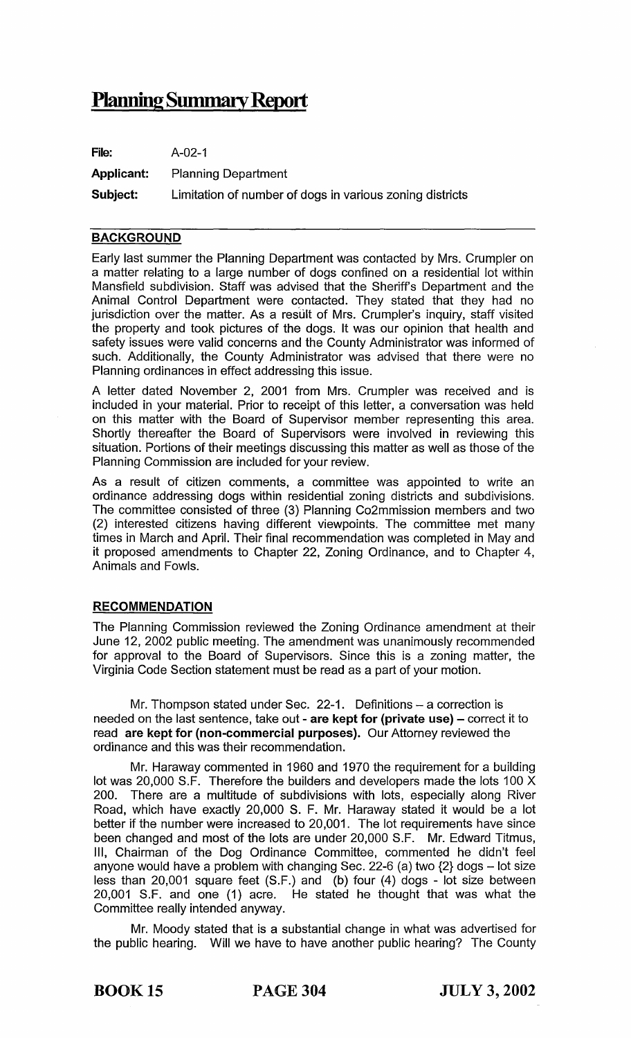# Planning Summary Report

**File:** A-02-1

**Applicant:** Planning Department

**Subject:** Limitation of number of dogs in various zoning districts

## BACKGROUND

Early last summer the Planning Department was contacted by Mrs. Crumpler on a matter relating to a large number of dogs confined on a residential lot within Mansfield subdivision. Staff was advised that the Sheriff's Department and the Animal Control Department were contacted. They stated that they had no jurisdiction over the matter. As a result of Mrs. Crumpler's inquiry, staff visited the property and took pictures of the dogs. It was our opinion that health and safety issues were valid concerns and the County Administrator was informed of such. Additionally, the County Administrator was advised that there were no Planning ordinances in effect addressing this issue.

A letter dated November 2, 2001 from Mrs. Crumpler was received and is included in your material. Prior to receipt of this letter, a conversation was held on this matter with the Board of Supervisor member representing this area. Shortly thereafter the Board of Supervisors were involved in reviewing this situation. Portions of their meetings discussing this matter as well as those of the Planning Commission are included for your review.

As a result of citizen comments, a committee was appointed to write an ordinance addressing dogs within residential zoning districts and subdivisions. The committee consisted of three (3) Planning Co2mmission members and two (2) interested citizens having different viewpoints. The committee met many times in March and April. Their final recommendation was completed in May and it proposed amendments to Chapter 22, Zoning Ordinance, and to Chapter 4, Animals and Fowls.

## RECOMMENDATION

The Planning Commission reviewed the Zoning Ordinance amendment at their June 12, 2002 public meeting. The amendment was unanimously recommended for approval to the Board of Supervisors. Since this is a zoning matter, the Virginia Code Section statement must be read as a part of your motion.

Mr. Thompson stated under Sec. 22-1. Definitions – a correction is needed on the last sentence, take out - **are kept for (private use)** – correct it to read **are kept for (non-commercial purposes).** Our Attorney reviewed the ordinance and this was their recommendation.

Mr. Haraway commented in 1960 and 1970 the requirement for a building lot was 20,000 S.F. Therefore the builders and developers made the lots 100 X 200. There are a multitude of subdivisions with lots, especially along River Road, which have exactly 20,000 S. F. Mr. Haraway stated it would be a lot better if the number were increased to 20,001. The lot requirements have since been changed and most of the lots are under 20,000 S.F. Mr. Edward Titmus, III, Chairman of the Dog Ordinance Committee, commented he didn't feel anyone would have a problem with changing Sec. 22-6 (a) two {2} dogs – lot size less than 20,001 square feet (S.F.) and (b) four (4) dogs - lot size between 20,001 S.F. and one (1) acre. He stated he thought that was what the Committee really intended anyway.

Mr. Moody stated that is a substantial change in what was advertised for the public hearing. Will we have to have another public hearing? The County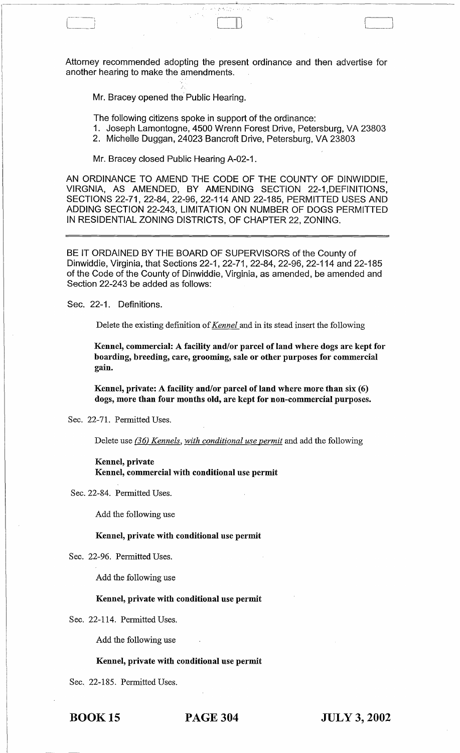Attorney recommended adopting the present ordinance and then advertise for another hearing to make the amendments.

Mr. Bracey opened the Public Hearing.

The following citizens spoke in support of the ordinance:

1. Joseph Lamontogne, 4500 Wrenn Forest Drive, Petersburg, VA 23803
2. Michelle Duggan, 24023 Bancroft Drive, Petersburg, VA 23803

Mr. Bracey closed Public Hearing A-02-1.

AN ORDINANCE TO AMEND THE CODE OF THE COUNTY OF DINWIDDIE, VIRGNIA, AS AMENDED, BY AMENDING SECTION 22-1,DEFINITIONS, SECTIONS 22-71, 22-84, 22-96, 22-114 AND 22-185, PERMITTED USES AND ADDING SECTION 22-243, LIMITATION ON NUMBER OF DOGS PERMITTED IN RESIDENTIAL ZONING DISTRICTS, OF CHAPTER 22, ZONING.

---

BE IT ORDAINED BY THE BOARD OF SUPERVISORS of the County of Dinwiddie, Virginia, that Sections 22-1, 22-71, 22-84, 22-96, 22-114 and 22-185 of the Code of the County of Dinwiddie, Virginia, as amended, be amended and Section 22-243 be added as follows:

Sec. 22-1. Definitions.

Delete the existing definition of *Kennel* and in its stead insert the following

**Kennel, commercial: A facility and/or parcel of land where dogs are kept for boarding, breeding, care, grooming, sale or other purposes for commercial gain.**

**Kennel, private: A facility and/or parcel of land where more than six (6) dogs, more than four months old, are kept for non-commercial purposes.**

Sec. 22-71. Permitted Uses.

Delete use *(36) Kennels, with conditional use permit* and add the following

**Kennel, private**
**Kennel, commercial with conditional use permit**

Sec. 22-84. Permitted Uses.

Add the following use

**Kennel, private with conditional use permit**

Sec. 22-96. Permitted Uses.

Add the following use

**Kennel, private with conditional use permit**

Sec. 22-114. Permitted Uses.

Add the following use

**Kennel, private with conditional use permit**

Sec. 22-185. Permitted Uses.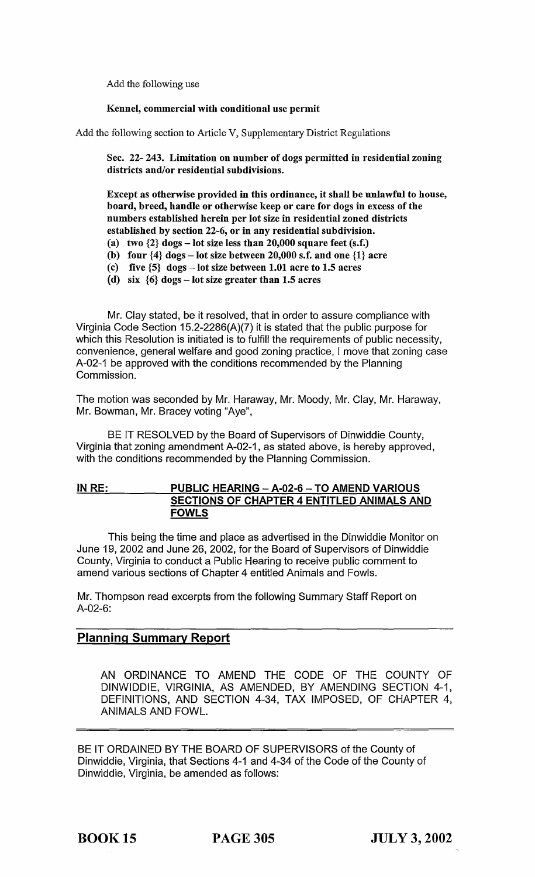Add the following use

**Kennel, commercial with conditional use permit**

Add the following section to Article V, Supplementary District Regulations

**Sec. 22- 243. Limitation on number of dogs permitted in residential zoning districts and/or residential subdivisions.**

**Except as otherwise provided in this ordinance, it shall be unlawful to house, board, breed, handle or otherwise keep or care for dogs in excess of the numbers established herein per lot size in residential zoned districts established by section 22-6, or in any residential subdivision.**

**(a) two {2} dogs – lot size less than 20,000 square feet (s.f.)**
**(b) four {4} dogs – lot size between 20,000 s.f. and one {1} acre**
**(c) five {5} dogs – lot size between 1.01 acre to 1.5 acres**
**(d) six {6} dogs – lot size greater than 1.5 acres**

Mr. Clay stated, be it resolved, that in order to assure compliance with Virginia Code Section 15.2-2286(A)(7) it is stated that the public purpose for which this Resolution is initiated is to fulfill the requirements of public necessity, convenience, general welfare and good zoning practice, I move that zoning case A-02-1 be approved with the conditions recommended by the Planning Commission.

The motion was seconded by Mr. Haraway, Mr. Moody, Mr. Clay, Mr. Haraway, Mr. Bowman, Mr. Bracey voting "Aye",

BE IT RESOLVED by the Board of Supervisors of Dinwiddie County, Virginia that zoning amendment A-02-1, as stated above, is hereby approved, with the conditions recommended by the Planning Commission.

**IN RE: PUBLIC HEARING – A-02-6 – TO AMEND VARIOUS SECTIONS OF CHAPTER 4 ENTITLED ANIMALS AND FOWLS**

This being the time and place as advertised in the Dinwiddie Monitor on June 19, 2002 and June 26, 2002, for the Board of Supervisors of Dinwiddie County, Virginia to conduct a Public Hearing to receive public comment to amend various sections of Chapter 4 entitled Animals and Fowls.

Mr. Thompson read excerpts from the following Summary Staff Report on A-02-6:

## Planning Summary Report

AN ORDINANCE TO AMEND THE CODE OF THE COUNTY OF DINWIDDIE, VIRGINIA, AS AMENDED, BY AMENDING SECTION 4-1, DEFINITIONS, AND SECTION 4-34, TAX IMPOSED, OF CHAPTER 4, ANIMALS AND FOWL.

BE IT ORDAINED BY THE BOARD OF SUPERVISORS of the County of Dinwiddie, Virginia, that Sections 4-1 and 4-34 of the Code of the County of Dinwiddie, Virginia, be amended as follows: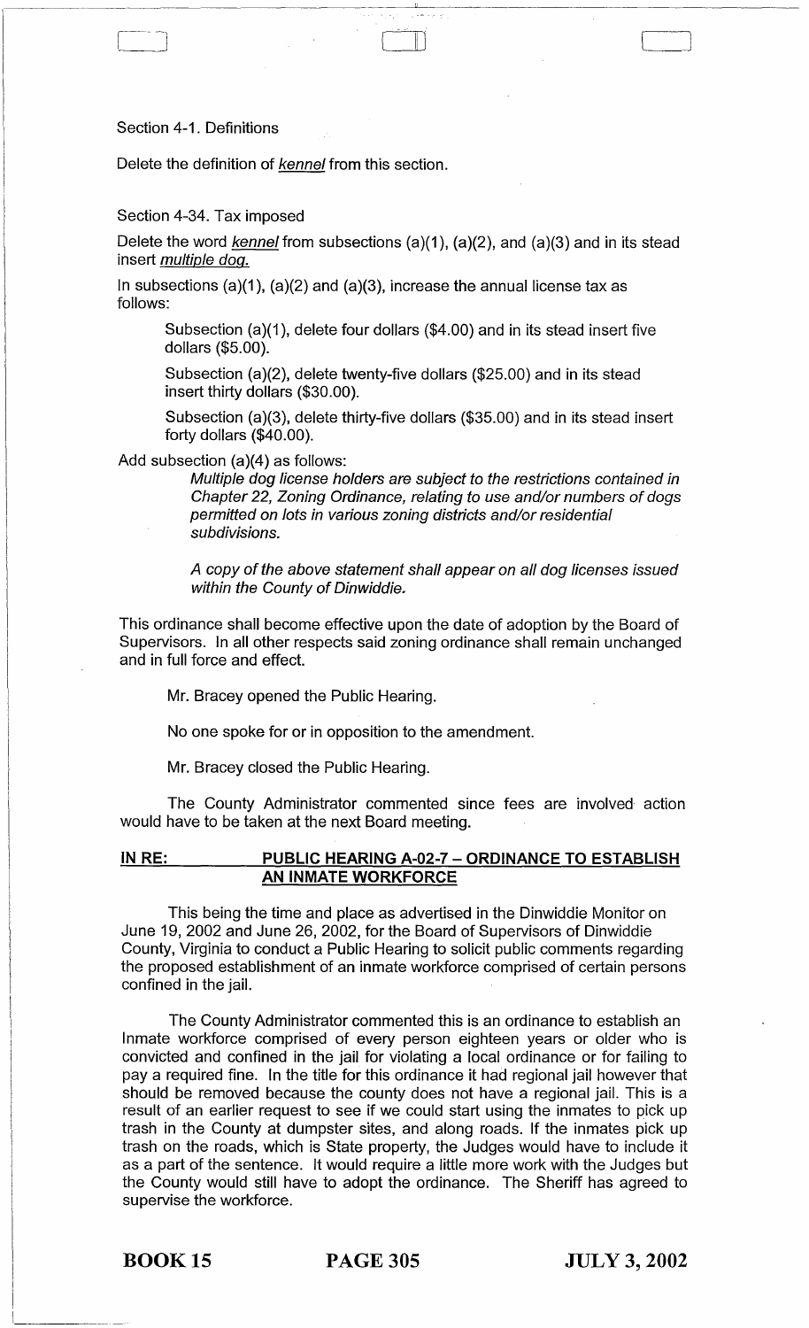Section 4-1. Definitions

Delete the definition of *kennel* from this section.

Section 4-34. Tax imposed

Delete the word *kennel* from subsections (a)(1), (a)(2), and (a)(3) and in its stead insert *multiple dog.*

In subsections (a)(1), (a)(2) and (a)(3), increase the annual license tax as follows:

> Subsection (a)(1), delete four dollars ($4.00) and in its stead insert five dollars ($5.00).
>
> Subsection (a)(2), delete twenty-five dollars ($25.00) and in its stead insert thirty dollars ($30.00).
>
> Subsection (a)(3), delete thirty-five dollars ($35.00) and in its stead insert forty dollars ($40.00).

Add subsection (a)(4) as follows:

> *Multiple dog license holders are subject to the restrictions contained in Chapter 22, Zoning Ordinance, relating to use and/or numbers of dogs permitted on lots in various zoning districts and/or residential subdivisions.*
>
> *A copy of the above statement shall appear on all dog licenses issued within the County of Dinwiddie.*

This ordinance shall become effective upon the date of adoption by the Board of Supervisors. In all other respects said zoning ordinance shall remain unchanged and in full force and effect.

Mr. Bracey opened the Public Hearing.

No one spoke for or in opposition to the amendment.

Mr. Bracey closed the Public Hearing.

The County Administrator commented since fees are involved action would have to be taken at the next Board meeting.

**IN RE: PUBLIC HEARING A-02-7 – ORDINANCE TO ESTABLISH AN INMATE WORKFORCE**

This being the time and place as advertised in the Dinwiddie Monitor on June 19, 2002 and June 26, 2002, for the Board of Supervisors of Dinwiddie County, Virginia to conduct a Public Hearing to solicit public comments regarding the proposed establishment of an inmate workforce comprised of certain persons confined in the jail.

The County Administrator commented this is an ordinance to establish an Inmate workforce comprised of every person eighteen years or older who is convicted and confined in the jail for violating a local ordinance or for failing to pay a required fine. In the title for this ordinance it had regional jail however that should be removed because the county does not have a regional jail. This is a result of an earlier request to see if we could start using the inmates to pick up trash in the County at dumpster sites, and along roads. If the inmates pick up trash on the roads, which is State property, the Judges would have to include it as a part of the sentence. It would require a little more work with the Judges but the County would still have to adopt the ordinance. The Sheriff has agreed to supervise the workforce.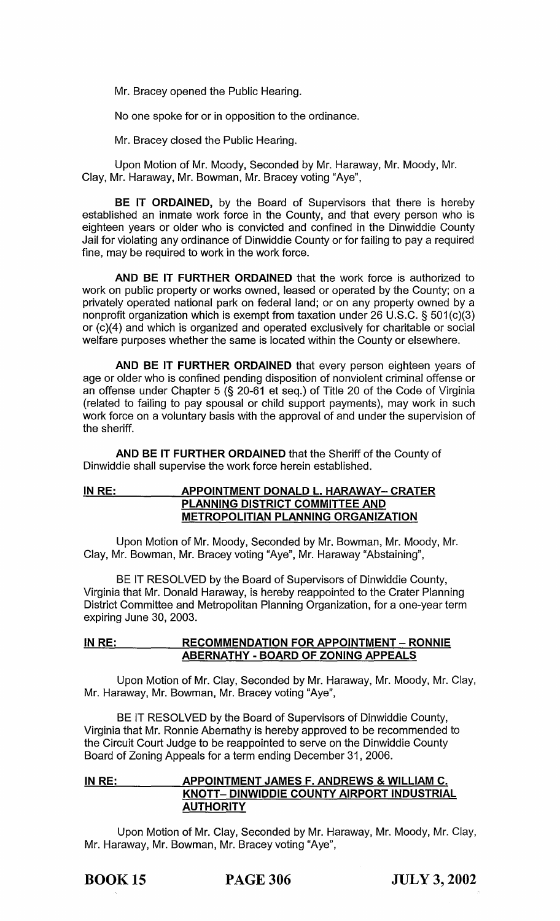Mr. Bracey opened the Public Hearing.

No one spoke for or in opposition to the ordinance.

Mr. Bracey closed the Public Hearing.

Upon Motion of Mr. Moody, Seconded by Mr. Haraway, Mr. Moody, Mr. Clay, Mr. Haraway, Mr. Bowman, Mr. Bracey voting "Aye",

**BE IT ORDAINED,** by the Board of Supervisors that there is hereby established an inmate work force in the County, and that every person who is eighteen years or older who is convicted and confined in the Dinwiddie County Jail for violating any ordinance of Dinwiddie County or for failing to pay a required fine, may be required to work in the work force.

**AND BE IT FURTHER ORDAINED** that the work force is authorized to work on public property or works owned, leased or operated by the County; on a privately operated national park on federal land; or on any property owned by a nonprofit organization which is exempt from taxation under 26 U.S.C. § 501(c)(3) or (c)(4) and which is organized and operated exclusively for charitable or social welfare purposes whether the same is located within the County or elsewhere.

**AND BE IT FURTHER ORDAINED** that every person eighteen years of age or older who is confined pending disposition of nonviolent criminal offense or an offense under Chapter 5 (§ 20-61 et seq.) of Title 20 of the Code of Virginia (related to failing to pay spousal or child support payments), may work in such work force on a voluntary basis with the approval of and under the supervision of the sheriff.

**AND BE IT FURTHER ORDAINED** that the Sheriff of the County of Dinwiddie shall supervise the work force herein established.

**IN RE: APPOINTMENT DONALD L. HARAWAY– CRATER PLANNING DISTRICT COMMITTEE AND METROPOLITAN PLANNING ORGANIZATION**

Upon Motion of Mr. Moody, Seconded by Mr. Bowman, Mr. Moody, Mr. Clay, Mr. Bowman, Mr. Bracey voting "Aye", Mr. Haraway "Abstaining",

BE IT RESOLVED by the Board of Supervisors of Dinwiddie County, Virginia that Mr. Donald Haraway, is hereby reappointed to the Crater Planning District Committee and Metropolitan Planning Organization, for a one-year term expiring June 30, 2003.

**IN RE: RECOMMENDATION FOR APPOINTMENT – RONNIE ABERNATHY - BOARD OF ZONING APPEALS**

Upon Motion of Mr. Clay, Seconded by Mr. Haraway, Mr. Moody, Mr. Clay, Mr. Haraway, Mr. Bowman, Mr. Bracey voting "Aye",

BE IT RESOLVED by the Board of Supervisors of Dinwiddie County, Virginia that Mr. Ronnie Abernathy is hereby approved to be recommended to the Circuit Court Judge to be reappointed to serve on the Dinwiddie County Board of Zoning Appeals for a term ending December 31, 2006.

**IN RE: APPOINTMENT JAMES F. ANDREWS & WILLIAM C. KNOTT– DINWIDDIE COUNTY AIRPORT INDUSTRIAL AUTHORITY**

Upon Motion of Mr. Clay, Seconded by Mr. Haraway, Mr. Moody, Mr. Clay, Mr. Haraway, Mr. Bowman, Mr. Bracey voting "Aye",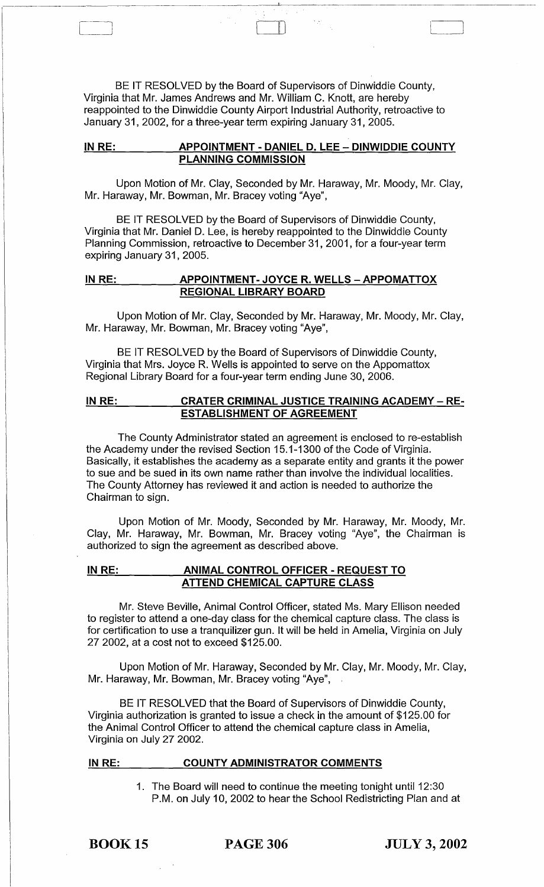BE IT RESOLVED by the Board of Supervisors of Dinwiddie County, Virginia that Mr. James Andrews and Mr. William C. Knott, are hereby reappointed to the Dinwiddie County Airport Industrial Authority, retroactive to January 31, 2002, for a three-year term expiring January 31, 2005.

**IN RE: APPOINTMENT - DANIEL D. LEE – DINWIDDIE COUNTY PLANNING COMMISSION**

Upon Motion of Mr. Clay, Seconded by Mr. Haraway, Mr. Moody, Mr. Clay, Mr. Haraway, Mr. Bowman, Mr. Bracey voting "Aye",

BE IT RESOLVED by the Board of Supervisors of Dinwiddie County, Virginia that Mr. Daniel D. Lee, is hereby reappointed to the Dinwiddie County Planning Commission, retroactive to December 31, 2001, for a four-year term expiring January 31, 2005.

**IN RE: APPOINTMENT- JOYCE R. WELLS – APPOMATTOX REGIONAL LIBRARY BOARD**

Upon Motion of Mr. Clay, Seconded by Mr. Haraway, Mr. Moody, Mr. Clay, Mr. Haraway, Mr. Bowman, Mr. Bracey voting "Aye",

BE IT RESOLVED by the Board of Supervisors of Dinwiddie County, Virginia that Mrs. Joyce R. Wells is appointed to serve on the Appomattox Regional Library Board for a four-year term ending June 30, 2006.

**IN RE: CRATER CRIMINAL JUSTICE TRAINING ACADEMY – RE-ESTABLISHMENT OF AGREEMENT**

The County Administrator stated an agreement is enclosed to re-establish the Academy under the revised Section 15.1-1300 of the Code of Virginia. Basically, it establishes the academy as a separate entity and grants it the power to sue and be sued in its own name rather than involve the individual localities. The County Attorney has reviewed it and action is needed to authorize the Chairman to sign.

Upon Motion of Mr. Moody, Seconded by Mr. Haraway, Mr. Moody, Mr. Clay, Mr. Haraway, Mr. Bowman, Mr. Bracey voting "Aye", the Chairman is authorized to sign the agreement as described above.

**IN RE: ANIMAL CONTROL OFFICER - REQUEST TO ATTEND CHEMICAL CAPTURE CLASS**

Mr. Steve Beville, Animal Control Officer, stated Ms. Mary Ellison needed to register to attend a one-day class for the chemical capture class. The class is for certification to use a tranquilizer gun. It will be held in Amelia, Virginia on July 27 2002, at a cost not to exceed $125.00.

Upon Motion of Mr. Haraway, Seconded by Mr. Clay, Mr. Moody, Mr. Clay, Mr. Haraway, Mr. Bowman, Mr. Bracey voting "Aye",

BE IT RESOLVED that the Board of Supervisors of Dinwiddie County, Virginia authorization is granted to issue a check in the amount of $125.00 for the Animal Control Officer to attend the chemical capture class in Amelia, Virginia on July 27 2002.

**IN RE: COUNTY ADMINISTRATOR COMMENTS**

1. The Board will need to continue the meeting tonight until 12:30 P.M. on July 10, 2002 to hear the School Redistricting Plan and at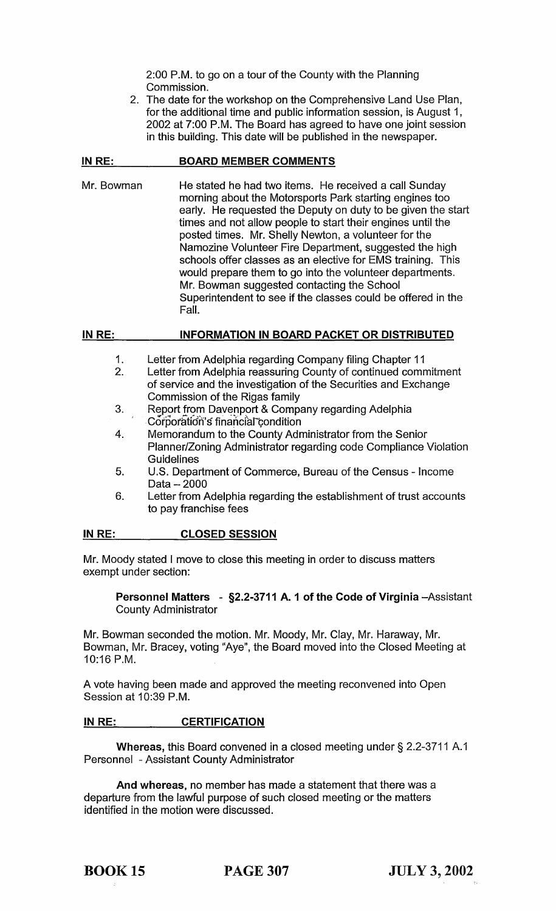2:00 P.M. to go on a tour of the County with the Planning Commission.

2. The date for the workshop on the Comprehensive Land Use Plan, for the additional time and public information session, is August 1, 2002 at 7:00 P.M. The Board has agreed to have one joint session in this building. This date will be published in the newspaper.

**IN RE: BOARD MEMBER COMMENTS**

Mr. Bowman He stated he had two items. He received a call Sunday morning about the Motorsports Park starting engines too early. He requested the Deputy on duty to be given the start times and not allow people to start their engines until the posted times. Mr. Shelly Newton, a volunteer for the Namozine Volunteer Fire Department, suggested the high schools offer classes as an elective for EMS training. This would prepare them to go into the volunteer departments. Mr. Bowman suggested contacting the School Superintendent to see if the classes could be offered in the Fall.

**IN RE: INFORMATION IN BOARD PACKET OR DISTRIBUTED**

1. Letter from Adelphia regarding Company filing Chapter 11
2. Letter from Adelphia reassuring County of continued commitment of service and the investigation of the Securities and Exchange Commission of the Rigas family
3. Report from Davenport & Company regarding Adelphia Corporation's financial condition
4. Memorandum to the County Administrator from the Senior Planner/Zoning Administrator regarding code Compliance Violation Guidelines
5. U.S. Department of Commerce, Bureau of the Census - Income Data – 2000
6. Letter from Adelphia regarding the establishment of trust accounts to pay franchise fees

**IN RE: CLOSED SESSION**

Mr. Moody stated I move to close this meeting in order to discuss matters exempt under section:

**Personnel Matters - §2.2-3711 A. 1 of the Code of Virginia** –Assistant County Administrator

Mr. Bowman seconded the motion. Mr. Moody, Mr. Clay, Mr. Haraway, Mr. Bowman, Mr. Bracey, voting "Aye", the Board moved into the Closed Meeting at 10:16 P.M.

A vote having been made and approved the meeting reconvened into Open Session at 10:39 P.M.

**IN RE: CERTIFICATION**

**Whereas,** this Board convened in a closed meeting under § 2.2-3711 A.1 Personnel - Assistant County Administrator

**And whereas,** no member has made a statement that there was a departure from the lawful purpose of such closed meeting or the matters identified in the motion were discussed.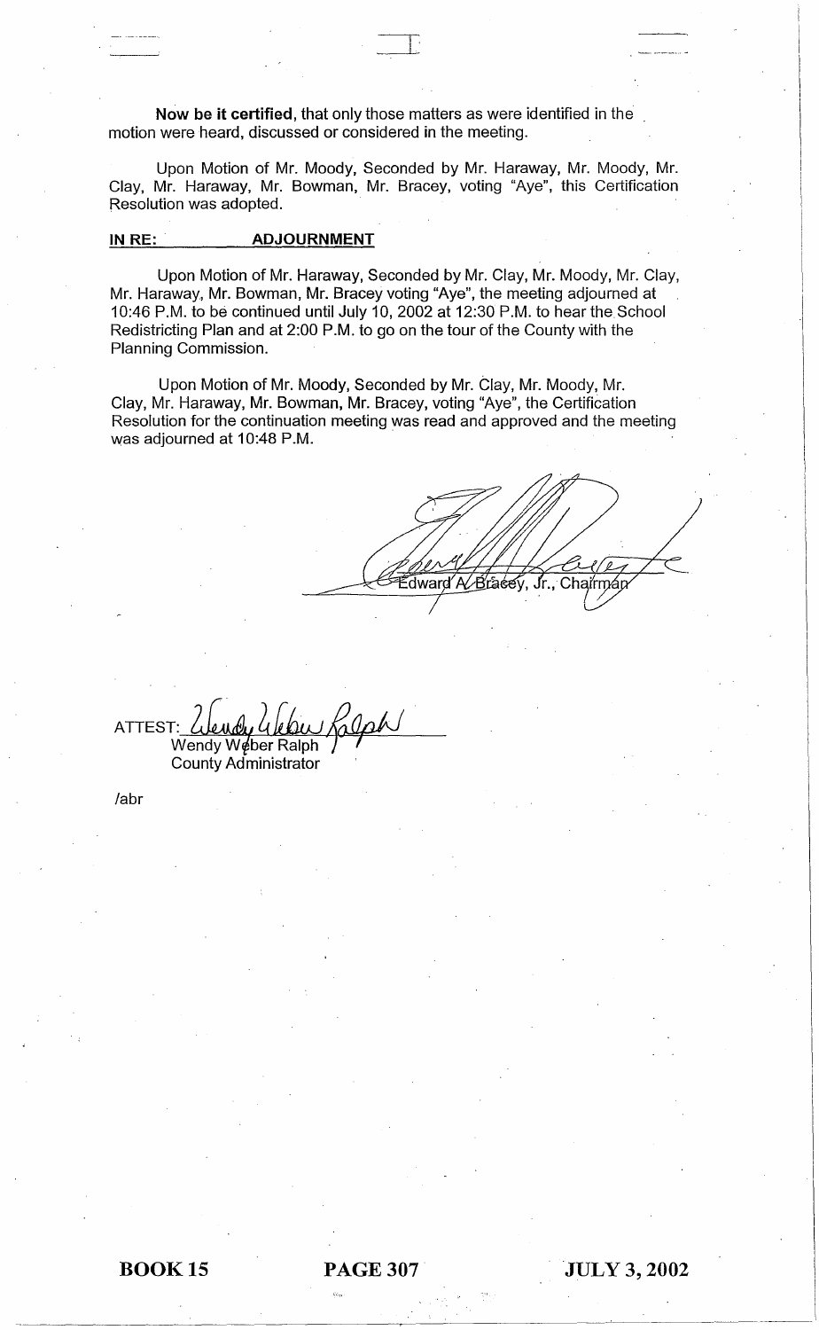**Now be it certified**, that only those matters as were identified in the motion were heard, discussed or considered in the meeting.

Upon Motion of Mr. Moody, Seconded by Mr. Haraway, Mr. Moody, Mr. Clay, Mr. Haraway, Mr. Bowman, Mr. Bracey, voting "Aye", this Certification Resolution was adopted.

**IN RE: ADJOURNMENT**

Upon Motion of Mr. Haraway, Seconded by Mr. Clay, Mr. Moody, Mr. Clay, Mr. Haraway, Mr. Bowman, Mr. Bracey voting "Aye", the meeting adjourned at 10:46 P.M. to be continued until July 10, 2002 at 12:30 P.M. to hear the School Redistricting Plan and at 2:00 P.M. to go on the tour of the County with the Planning Commission.

Upon Motion of Mr. Moody, Seconded by Mr. Clay, Mr. Moody, Mr. Clay, Mr. Haraway, Mr. Bowman, Mr. Bracey, voting "Aye", the Certification Resolution for the continuation meeting was read and approved and the meeting was adjourned at 10:48 P.M.

Edward A. Bracey, Jr., Chairman

ATTEST: Wendy Weber Ralph
County Administrator

/abr

BOOK 15 PAGE 307 JULY 3, 2002